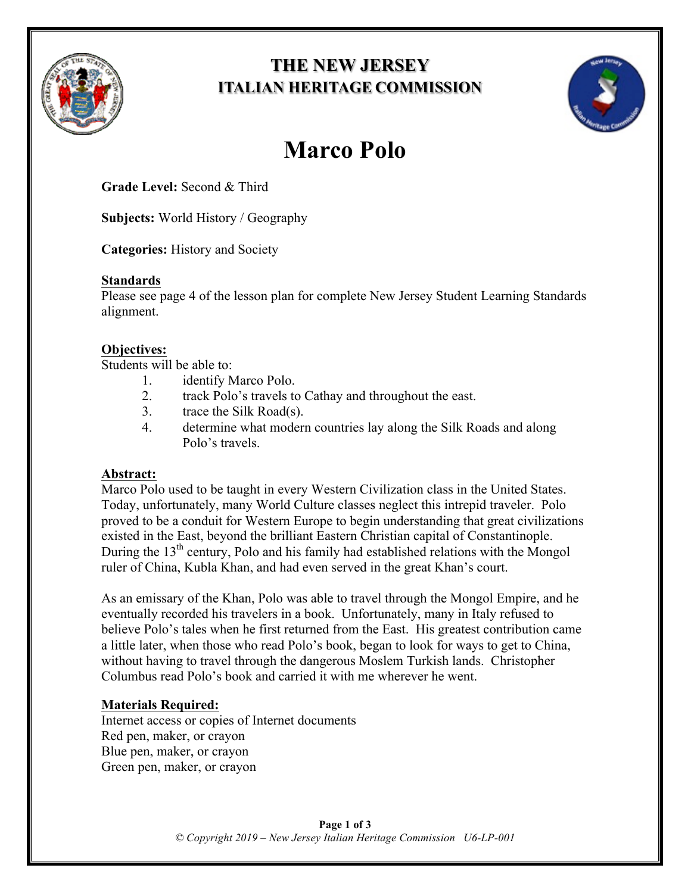# THE NEW JERSEY ITALIAN HERITAGE COMMISSION

# Marco Polo

**Grade Level:** Second & Third

**Subjects:** World History / Geography

**Categories:** History and Society

## Standards

Please see page 4 of the lesson plan for complete New Jersey Student Learning Standards alignment.

## Objectives:

Students will be able to:

1. identify Marco Polo.
2. track Polo's travels to Cathay and throughout the east.
3. trace the Silk Road(s).
4. determine what modern countries lay along the Silk Roads and along Polo's travels.

## Abstract:

Marco Polo used to be taught in every Western Civilization class in the United States. Today, unfortunately, many World Culture classes neglect this intrepid traveler. Polo proved to be a conduit for Western Europe to begin understanding that great civilizations existed in the East, beyond the brilliant Eastern Christian capital of Constantinople. During the 13th century, Polo and his family had established relations with the Mongol ruler of China, Kubla Khan, and had even served in the great Khan's court.

As an emissary of the Khan, Polo was able to travel through the Mongol Empire, and he eventually recorded his travelers in a book. Unfortunately, many in Italy refused to believe Polo's tales when he first returned from the East. His greatest contribution came a little later, when those who read Polo's book, began to look for ways to get to China, without having to travel through the dangerous Moslem Turkish lands. Christopher Columbus read Polo's book and carried it with me wherever he went.

## Materials Required:

Internet access or copies of Internet documents
Red pen, maker, or crayon
Blue pen, maker, or crayon
Green pen, maker, or crayon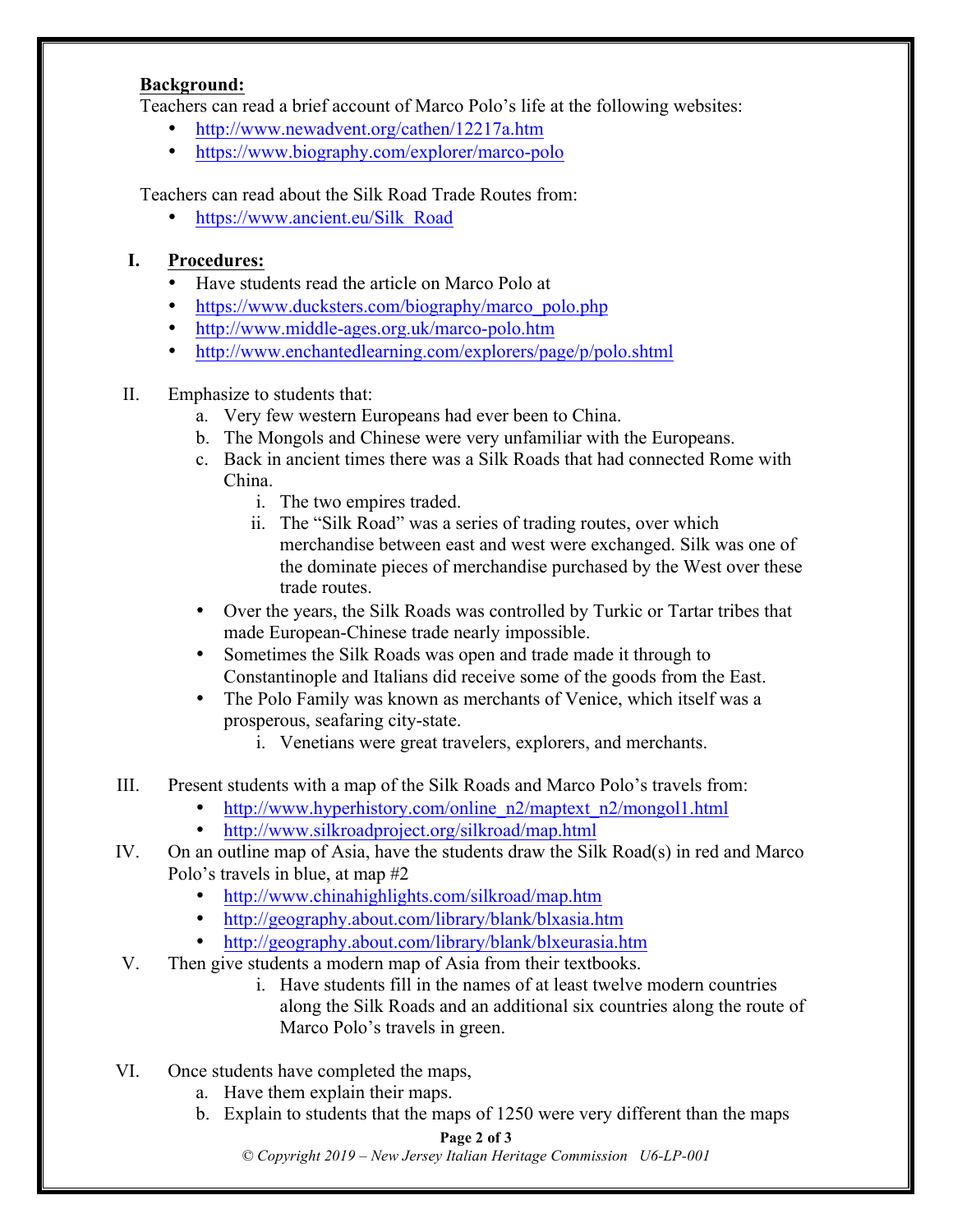**Background:**

Teachers can read a brief account of Marco Polo's life at the following websites:

- http://www.newadvent.org/cathen/12217a.htm
- https://www.biography.com/explorer/marco-polo

Teachers can read about the Silk Road Trade Routes from:

- https://www.ancient.eu/Silk_Road

I. **Procedures:**
   - Have students read the article on Marco Polo at
   - https://www.ducksters.com/biography/marco_polo.php
   - http://www.middle-ages.org.uk/marco-polo.htm
   - http://www.enchantedlearning.com/explorers/page/p/polo.shtml

II. Emphasize to students that:
   a. Very few western Europeans had ever been to China.
   b. The Mongols and Chinese were very unfamiliar with the Europeans.
   c. Back in ancient times there was a Silk Roads that had connected Rome with China.
      i. The two empires traded.
      ii. The "Silk Road" was a series of trading routes, over which merchandise between east and west were exchanged. Silk was one of the dominate pieces of merchandise purchased by the West over these trade routes.
   - Over the years, the Silk Roads was controlled by Turkic or Tartar tribes that made European-Chinese trade nearly impossible.
   - Sometimes the Silk Roads was open and trade made it through to Constantinople and Italians did receive some of the goods from the East.
   - The Polo Family was known as merchants of Venice, which itself was a prosperous, seafaring city-state.
      i. Venetians were great travelers, explorers, and merchants.

III. Present students with a map of the Silk Roads and Marco Polo's travels from:
   - http://www.hyperhistory.com/online_n2/maptext_n2/mongol1.html
   - http://www.silkroadproject.org/silkroad/map.html

IV. On an outline map of Asia, have the students draw the Silk Road(s) in red and Marco Polo's travels in blue, at map #2
   - http://www.chinahighlights.com/silkroad/map.htm
   - http://geography.about.com/library/blank/blxasia.htm
   - http://geography.about.com/library/blank/blxeurasia.htm

V. Then give students a modern map of Asia from their textbooks.
      i. Have students fill in the names of at least twelve modern countries along the Silk Roads and an additional six countries along the route of Marco Polo's travels in green.

VI. Once students have completed the maps,
   a. Have them explain their maps.
   b. Explain to students that the maps of 1250 were very different than the maps

© Copyright 2019 – New Jersey Italian Heritage Commission U6-LP-001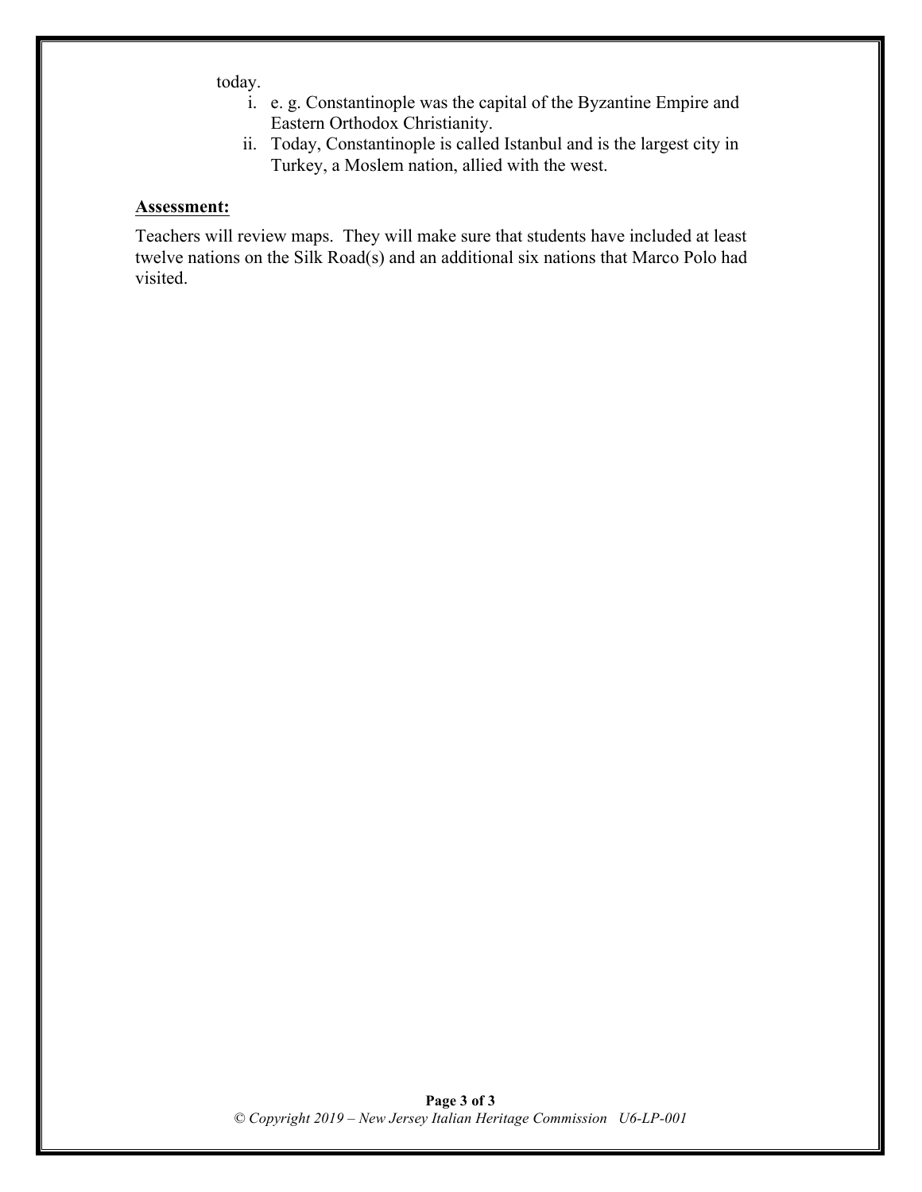today.

   i. e. g. Constantinople was the capital of the Byzantine Empire and Eastern Orthodox Christianity.
   ii. Today, Constantinople is called Istanbul and is the largest city in Turkey, a Moslem nation, allied with the west.

**Assessment:**

Teachers will review maps. They will make sure that students have included at least twelve nations on the Silk Road(s) and an additional six nations that Marco Polo had visited.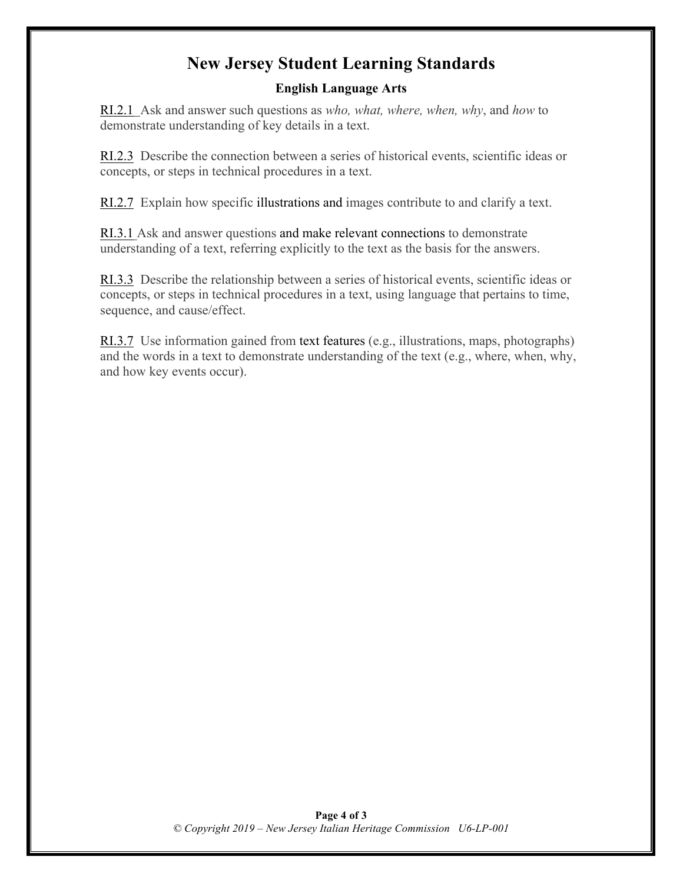# New Jersey Student Learning Standards

## English Language Arts

RI.2.1 Ask and answer such questions as *who, what, where, when, why*, and *how* to demonstrate understanding of key details in a text.

RI.2.3 Describe the connection between a series of historical events, scientific ideas or concepts, or steps in technical procedures in a text.

RI.2.7 Explain how specific illustrations and images contribute to and clarify a text.

RI.3.1 Ask and answer questions and make relevant connections to demonstrate understanding of a text, referring explicitly to the text as the basis for the answers.

RI.3.3 Describe the relationship between a series of historical events, scientific ideas or concepts, or steps in technical procedures in a text, using language that pertains to time, sequence, and cause/effect.

RI.3.7 Use information gained from text features (e.g., illustrations, maps, photographs) and the words in a text to demonstrate understanding of the text (e.g., where, when, why, and how key events occur).